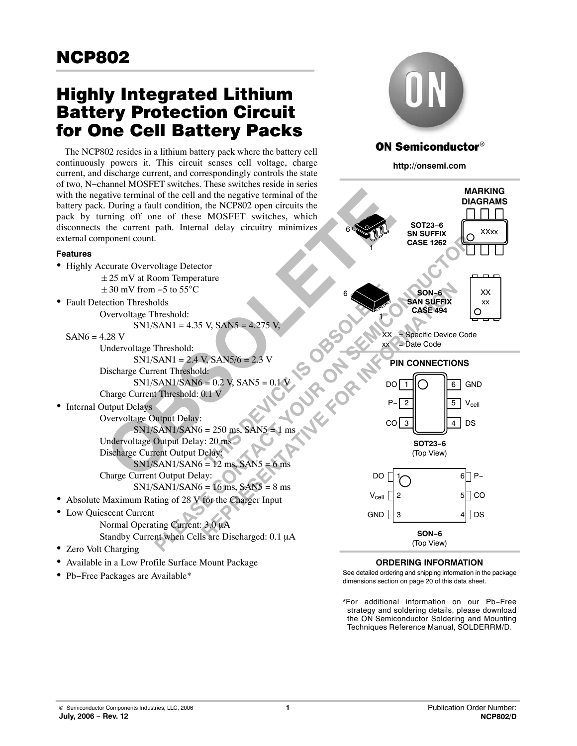# NCP802

## Highly Integrated Lithium Battery Protection Circuit for One Cell Battery Packs

The NCP802 resides in a lithium battery pack where the battery cell continuously powers it. This circuit senses cell voltage, charge current, and discharge current, and correspondingly controls the state of two, N−channel MOSFET switches. These switches reside in series with the negative terminal of the cell and the negative terminal of the battery pack. During a fault condition, the NCP802 open circuits the pack by turning off one of these MOSFET switches, which disconnects the current path. Internal delay circuitry minimizes external component count.

OBSOLETE
THIS DEVICE IS OBSOLETE
PLEASE CONTACT YOUR ON SEMICONDUCTOR REPRESENTATIVE FOR INFORMATION

### Features

- Highly Accurate Overvoltage Detector
  - ±25 mV at Room Temperature
  - ±30 mV from −5 to 55°C
- Fault Detection Thresholds
  - Overvoltage Threshold:
    - SN1/SAN1 = 4.35 V, SAN5 = 4.275 V, SAN6 = 4.28 V
  - Undervoltage Threshold:
    - SN1/SAN1 = 2.4 V, SAN5/6 = 2.3 V
  - Discharge Current Threshold:
    - SN1/SAN1/SAN6 = 0.2 V, SAN5 = 0.1 V
  - Charge Current Threshold: 0.1 V
- Internal Output Delays
  - Overvoltage Output Delay:
    - SN1/SAN1/SAN6 = 250 ms, SAN5 = 1 ms
  - Undervoltage Output Delay: 20 ms
  - Discharge Current Output Delay:
    - SN1/SAN1/SAN6 = 12 ms, SAN5 = 6 ms
  - Charge Current Output Delay:
    - SN1/SAN1/SAN6 = 16 ms, SAN5 = 8 ms
- Absolute Maximum Rating of 28 V for the Charger Input
- Low Quiescent Current
  - Normal Operating Current: 3.0 μA
  - Standby Current when Cells are Discharged: 0.1 μA
- Zero Volt Charging
- Available in a Low Profile Surface Mount Package
- Pb−Free Packages are Available*

ON Semiconductor®

http://onsemi.com

### MARKING DIAGRAMS

SOT23−6
SN SUFFIX
CASE 1262

XXxx

SON−6
SAN SUFFIX
CASE 494

XX
xx

XX = Specific Device Code
xx = Date Code

### PIN CONNECTIONS

**SOT23−6** (Top View)

| Pin | Name | Pin | Name |
|---|---|---|---|
| 1 | DO | 6 | GND |
| 2 | P− | 5 | $V_{cell}$ |
| 3 | CO | 4 | DS |

**SON−6** (Top View)

| Pin | Name | Pin | Name |
|---|---|---|---|
| 1 | DO | 6 | P− |
| 2 | $V_{cell}$ | 5 | CO |
| 3 | GND | 4 | DS |

### ORDERING INFORMATION

See detailed ordering and shipping information in the package dimensions section on page 20 of this data sheet.

*For additional information on our Pb−Free strategy and soldering details, please download the ON Semiconductor Soldering and Mounting Techniques Reference Manual, SOLDERRM/D.

© Semiconductor Components Industries, LLC, 2006
July, 2006 − Rev. 12

Publication Order Number:
NCP802/D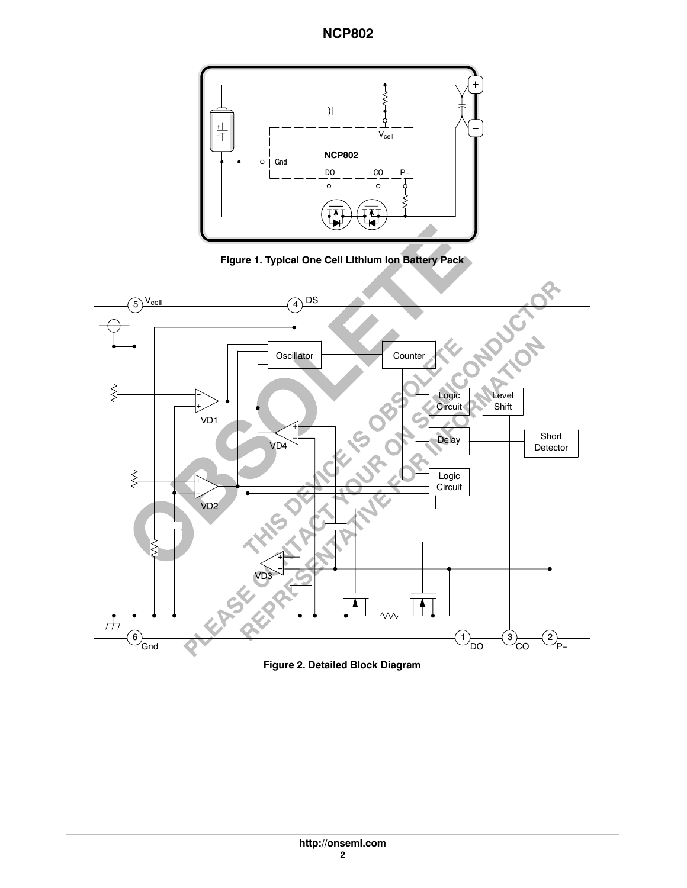**Figure 1. Typical One Cell Lithium Ion Battery Pack**

**Figure 2. Detailed Block Diagram**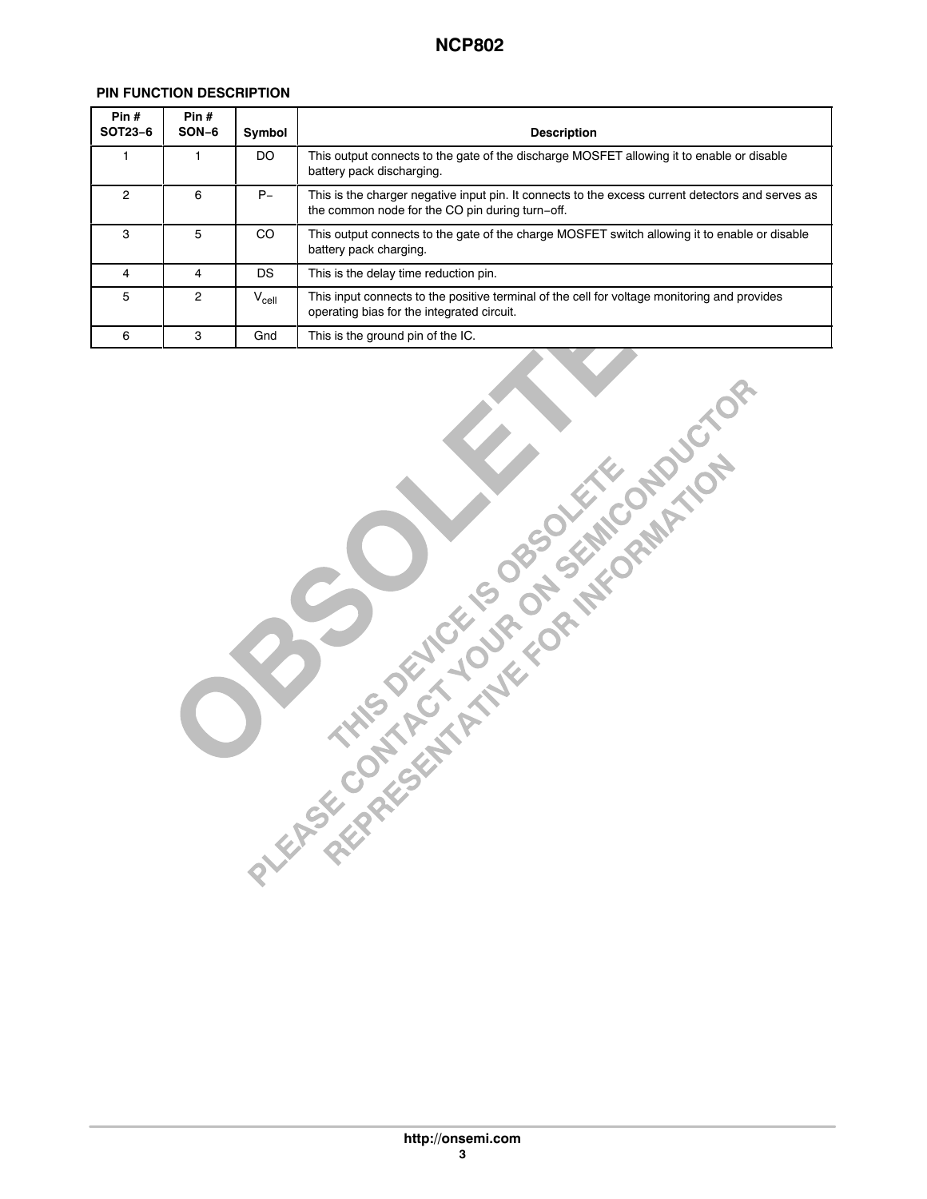## PIN FUNCTION DESCRIPTION

| Pin # SOT23−6 | Pin # SON−6 | Symbol | Description |
|---|---|---|---|
| 1 | 1 | DO | This output connects to the gate of the discharge MOSFET allowing it to enable or disable battery pack discharging. |
| 2 | 6 | P− | This is the charger negative input pin. It connects to the excess current detectors and serves as the common node for the CO pin during turn−off. |
| 3 | 5 | CO | This output connects to the gate of the charge MOSFET switch allowing it to enable or disable battery pack charging. |
| 4 | 4 | DS | This is the delay time reduction pin. |
| 5 | 2 | $V_{cell}$ | This input connects to the positive terminal of the cell for voltage monitoring and provides operating bias for the integrated circuit. |
| 6 | 3 | Gnd | This is the ground pin of the IC. |

OBSOLETE

THIS DEVICE IS OBSOLETE
PLEASE CONTACT YOUR ON SEMICONDUCTOR
REPRESENTATIVE FOR INFORMATION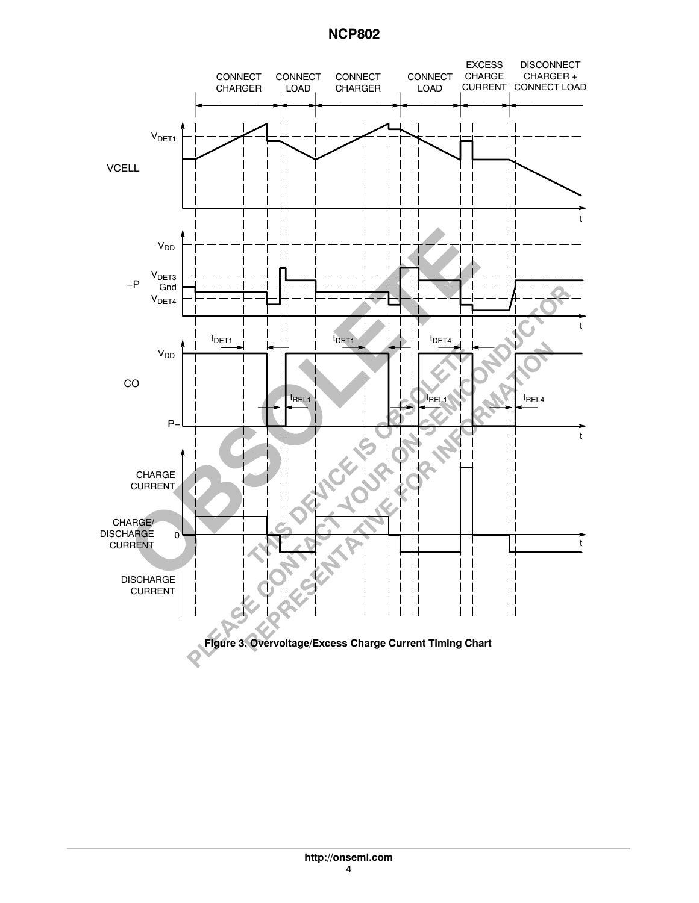Figure 3. Overvoltage/Excess Charge Current Timing Chart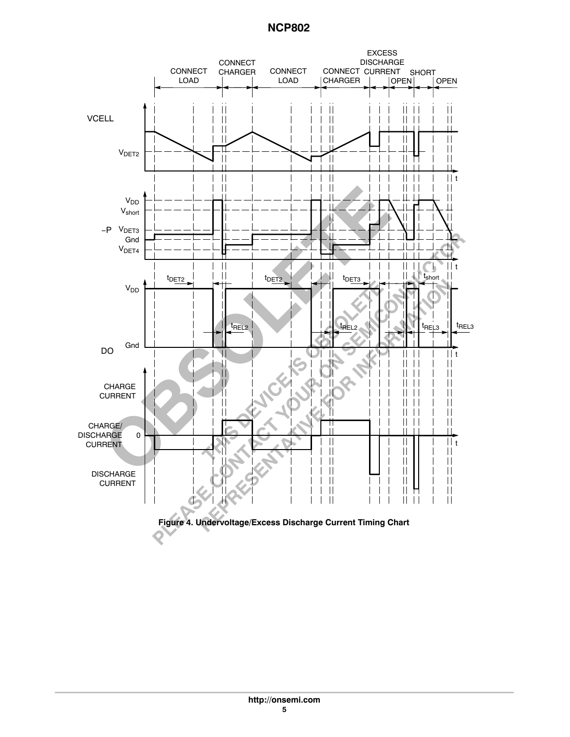Figure 4. Undervoltage/Excess Discharge Current Timing Chart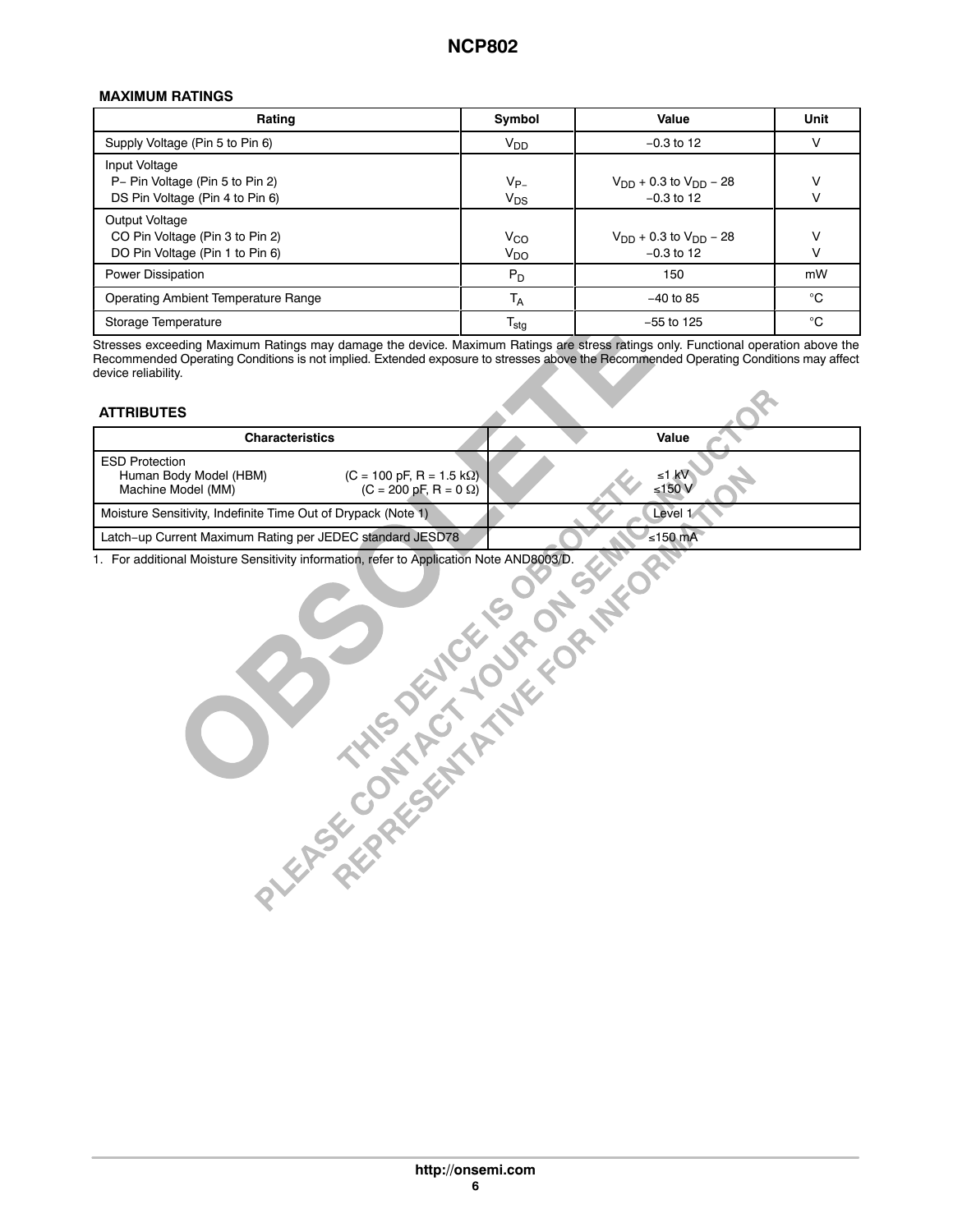## MAXIMUM RATINGS

| Rating | Symbol | Value | Unit |
|---|---|---|---|
| Supply Voltage (Pin 5 to Pin 6) | $V_{DD}$ | −0.3 to 12 | V |
| Input Voltage<br>P− Pin Voltage (Pin 5 to Pin 2)<br>DS Pin Voltage (Pin 4 to Pin 6) | <br>$V_{P-}$<br>$V_{DS}$ | <br>$V_{DD}$ + 0.3 to $V_{DD}$ − 28<br>−0.3 to 12 | <br>V<br>V |
| Output Voltage<br>CO Pin Voltage (Pin 3 to Pin 2)<br>DO Pin Voltage (Pin 1 to Pin 6) | <br>$V_{CO}$<br>$V_{DO}$ | <br>$V_{DD}$ + 0.3 to $V_{DD}$ − 28<br>−0.3 to 12 | <br>V<br>V |
| Power Dissipation | $P_D$ | 150 | mW |
| Operating Ambient Temperature Range | $T_A$ | −40 to 85 | °C |
| Storage Temperature | $T_{stg}$ | −55 to 125 | °C |

Stresses exceeding Maximum Ratings may damage the device. Maximum Ratings are stress ratings only. Functional operation above the Recommended Operating Conditions is not implied. Extended exposure to stresses above the Recommended Operating Conditions may affect device reliability.

## ATTRIBUTES

| Characteristics | Value |
|---|---|
| ESD Protection<br>Human Body Model (HBM) (C = 100 pF, R = 1.5 kΩ)<br>Machine Model (MM) (C = 200 pF, R = 0 Ω) | <br>≤1 kV<br>≤150 V |
| Moisture Sensitivity, Indefinite Time Out of Drypack (Note 1) | Level 1 |
| Latch−up Current Maximum Rating per JEDEC standard JESD78 | ≤150 mA |

1. For additional Moisture Sensitivity information, refer to Application Note AND8003/D.

OBSOLETE

THIS DEVICE IS OBSOLETE
PLEASE CONTACT YOUR ON SEMICONDUCTOR REPRESENTATIVE FOR INFORMATION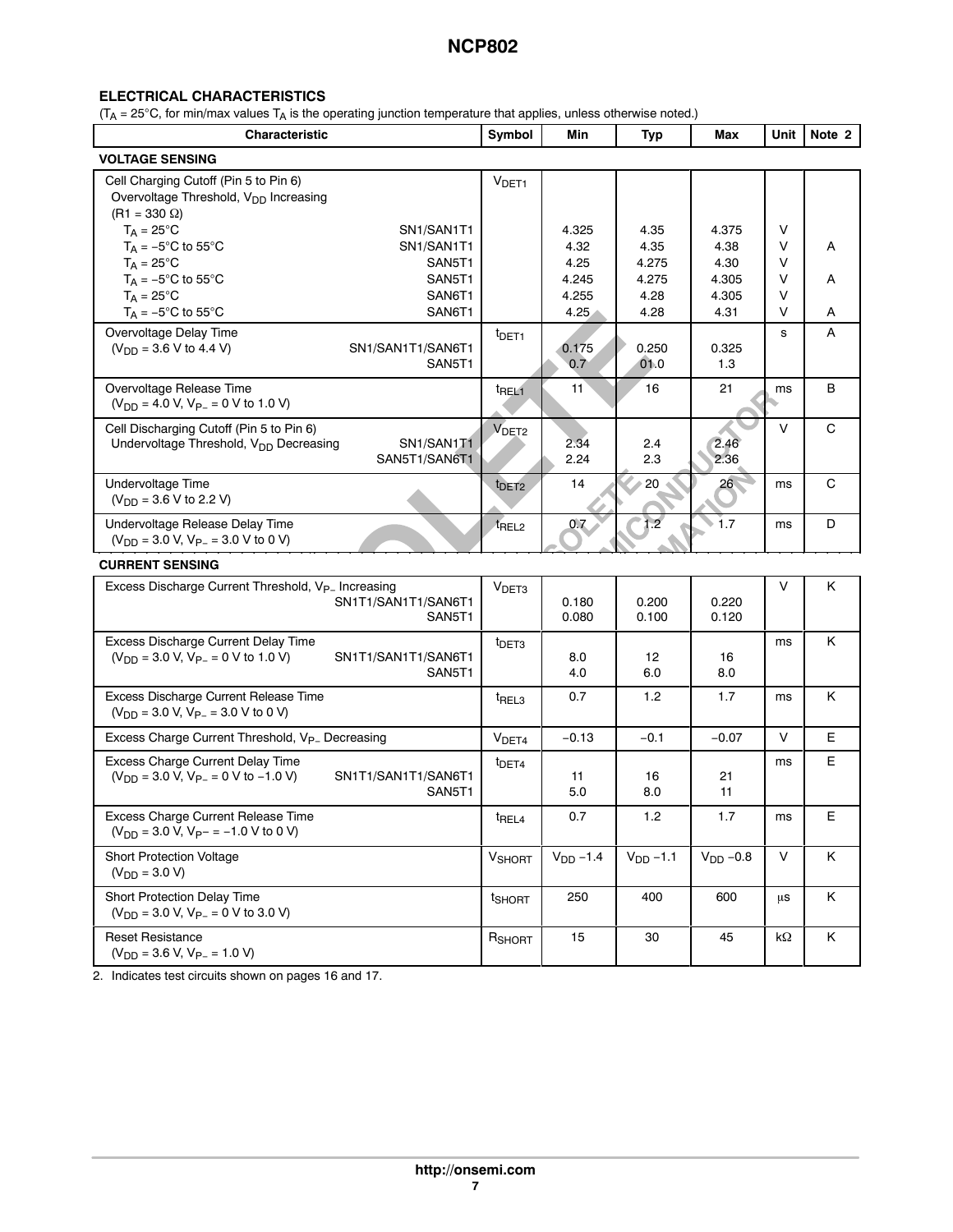## ELECTRICAL CHARACTERISTICS

($T_A$ = 25°C, for min/max values $T_A$ is the operating junction temperature that applies, unless otherwise noted.)

| Characteristic | | Symbol | Min | Typ | Max | Unit | Note 2 |
|---|---|---|---|---|---|---|---|
| **VOLTAGE SENSING** | | | | | | | |
| Cell Charging Cutoff (Pin 5 to Pin 6) Overvoltage Threshold, $V_{DD}$ Increasing (R1 = 330 Ω) | | $V_{DET1}$ | | | | | |
| $T_A$ = 25°C | SN1/SAN1T1 | | 4.325 | 4.35 | 4.375 | V | |
| $T_A$ = −5°C to 55°C | SN1/SAN1T1 | | 4.32 | 4.35 | 4.38 | V | A |
| $T_A$ = 25°C | SAN5T1 | | 4.25 | 4.275 | 4.30 | V | |
| $T_A$ = −5°C to 55°C | SAN5T1 | | 4.245 | 4.275 | 4.305 | V | A |
| $T_A$ = 25°C | SAN6T1 | | 4.255 | 4.28 | 4.305 | V | |
| $T_A$ = −5°C to 55°C | SAN6T1 | | 4.25 | 4.28 | 4.31 | V | A |
| Overvoltage Delay Time ($V_{DD}$ = 3.6 V to 4.4 V) | SN1/SAN1T1/SAN6T1 | $t_{DET1}$ | 0.175 | 0.250 | 0.325 | s | A |
| | SAN5T1 | | 0.7 | 01.0 | 1.3 | | |
| Overvoltage Release Time ($V_{DD}$ = 4.0 V, $V_{P-}$ = 0 V to 1.0 V) | | $t_{REL1}$ | 11 | 16 | 21 | ms | B |
| Cell Discharging Cutoff (Pin 5 to Pin 6) Undervoltage Threshold, $V_{DD}$ Decreasing | SN1/SAN1T1 | $V_{DET2}$ | 2.34 | 2.4 | 2.46 | V | C |
| | SAN5T1/SAN6T1 | | 2.24 | 2.3 | 2.36 | | |
| Undervoltage Time ($V_{DD}$ = 3.6 V to 2.2 V) | | $t_{DET2}$ | 14 | 20 | 26 | ms | C |
| Undervoltage Release Delay Time ($V_{DD}$ = 3.0 V, $V_{P-}$ = 3.0 V to 0 V) | | $t_{REL2}$ | 0.7 | 1.2 | 1.7 | ms | D |
| **CURRENT SENSING** | | | | | | | |
| Excess Discharge Current Threshold, $V_{P-}$ Increasing | SN1T1/SAN1T1/SAN6T1 | $V_{DET3}$ | 0.180 | 0.200 | 0.220 | V | K |
| | SAN5T1 | | 0.080 | 0.100 | 0.120 | | |
| Excess Discharge Current Delay Time ($V_{DD}$ = 3.0 V, $V_{P-}$ = 0 V to 1.0 V) | SN1T1/SAN1T1/SAN6T1 | $t_{DET3}$ | 8.0 | 12 | 16 | ms | K |
| | SAN5T1 | | 4.0 | 6.0 | 8.0 | | |
| Excess Discharge Current Release Time ($V_{DD}$ = 3.0 V, $V_{P-}$ = 3.0 V to 0 V) | | $t_{REL3}$ | 0.7 | 1.2 | 1.7 | ms | K |
| Excess Charge Current Threshold, $V_{P-}$ Decreasing | | $V_{DET4}$ | −0.13 | −0.1 | −0.07 | V | E |
| Excess Charge Current Delay Time ($V_{DD}$ = 3.0 V, $V_{P-}$ = 0 V to −1.0 V) | SN1T1/SAN1T1/SAN6T1 | $t_{DET4}$ | 11 | 16 | 21 | ms | E |
| | SAN5T1 | | 5.0 | 8.0 | 11 | | |
| Excess Charge Current Release Time ($V_{DD}$ = 3.0 V, $V_{P-}$ = −1.0 V to 0 V) | | $t_{REL4}$ | 0.7 | 1.2 | 1.7 | ms | E |
| Short Protection Voltage ($V_{DD}$ = 3.0 V) | | $V_{SHORT}$ | $V_{DD}$ −1.4 | $V_{DD}$ −1.1 | $V_{DD}$ −0.8 | V | K |
| Short Protection Delay Time ($V_{DD}$ = 3.0 V, $V_{P-}$ = 0 V to 3.0 V) | | $t_{SHORT}$ | 250 | 400 | 600 | μs | K |
| Reset Resistance ($V_{DD}$ = 3.6 V, $V_{P-}$ = 1.0 V) | | $R_{SHORT}$ | 15 | 30 | 45 | kΩ | K |

2. Indicates test circuits shown on pages 16 and 17.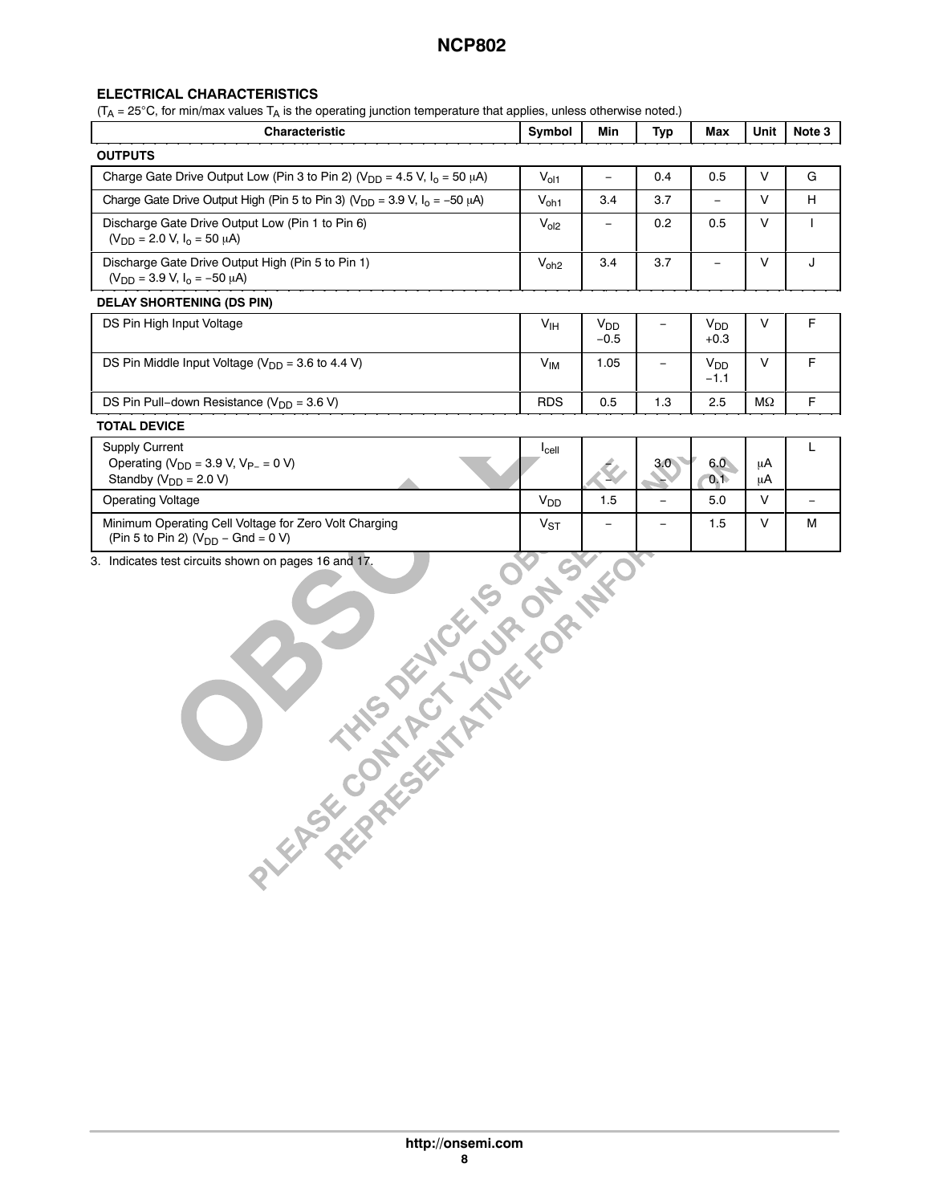## ELECTRICAL CHARACTERISTICS

($T_A$ = 25°C, for min/max values $T_A$ is the operating junction temperature that applies, unless otherwise noted.)

| Characteristic | Symbol | Min | Typ | Max | Unit | Note 3 |
|---|---|---|---|---|---|---|
| **OUTPUTS** | | | | | | |
| Charge Gate Drive Output Low (Pin 3 to Pin 2) ($V_{DD}$ = 4.5 V, $I_o$ = 50 μA) | $V_{ol1}$ | – | 0.4 | 0.5 | V | G |
| Charge Gate Drive Output High (Pin 5 to Pin 3) ($V_{DD}$ = 3.9 V, $I_o$ = −50 μA) | $V_{oh1}$ | 3.4 | 3.7 | – | V | H |
| Discharge Gate Drive Output Low (Pin 1 to Pin 6) ($V_{DD}$ = 2.0 V, $I_o$ = 50 μA) | $V_{ol2}$ | – | 0.2 | 0.5 | V | I |
| Discharge Gate Drive Output High (Pin 5 to Pin 1) ($V_{DD}$ = 3.9 V, $I_o$ = −50 μA) | $V_{oh2}$ | 3.4 | 3.7 | – | V | J |
| **DELAY SHORTENING (DS PIN)** | | | | | | |
| DS Pin High Input Voltage | $V_{IH}$ | $V_{DD}$ −0.5 | – | $V_{DD}$ +0.3 | V | F |
| DS Pin Middle Input Voltage ($V_{DD}$ = 3.6 to 4.4 V) | $V_{IM}$ | 1.05 | – | $V_{DD}$ −1.1 | V | F |
| DS Pin Pull−down Resistance ($V_{DD}$ = 3.6 V) | RDS | 0.5 | 1.3 | 2.5 | MΩ | F |
| **TOTAL DEVICE** | | | | | | |
| Supply Current<br>Operating ($V_{DD}$ = 3.9 V, $V_{P-}$ = 0 V)<br>Standby ($V_{DD}$ = 2.0 V) | $I_{cell}$ | <br>–<br>– | <br>3.0<br>– | <br>6.0<br>0.1 | <br>μA<br>μA | L |
| Operating Voltage | $V_{DD}$ | 1.5 | – | 5.0 | V | – |
| Minimum Operating Cell Voltage for Zero Volt Charging (Pin 5 to Pin 2) ($V_{DD}$ − Gnd = 0 V) | $V_{ST}$ | – | – | 1.5 | V | M |

3. Indicates test circuits shown on pages 16 and 17.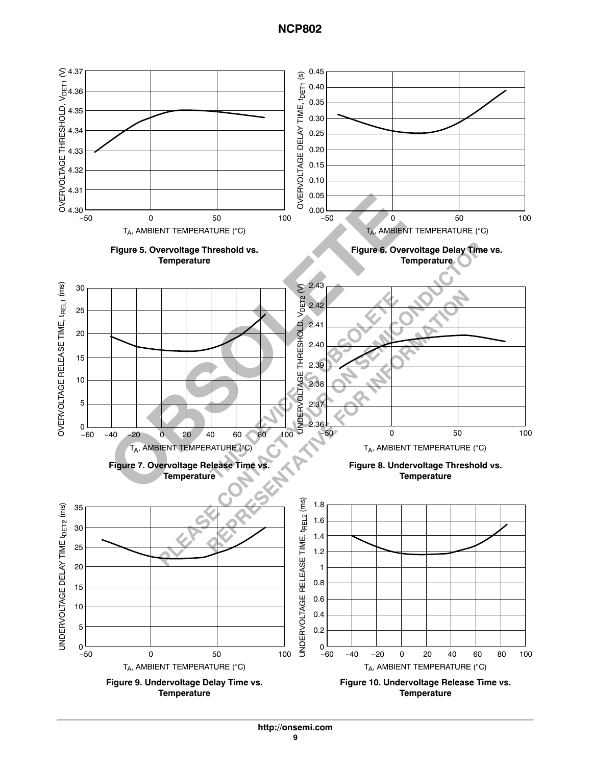Figure 5. Overvoltage Threshold vs. Temperature

Figure 6. Overvoltage Delay Time vs. Temperature

Figure 7. Overvoltage Release Time vs. Temperature

Figure 8. Undervoltage Threshold vs. Temperature

Figure 9. Undervoltage Delay Time vs. Temperature

Figure 10. Undervoltage Release Time vs. Temperature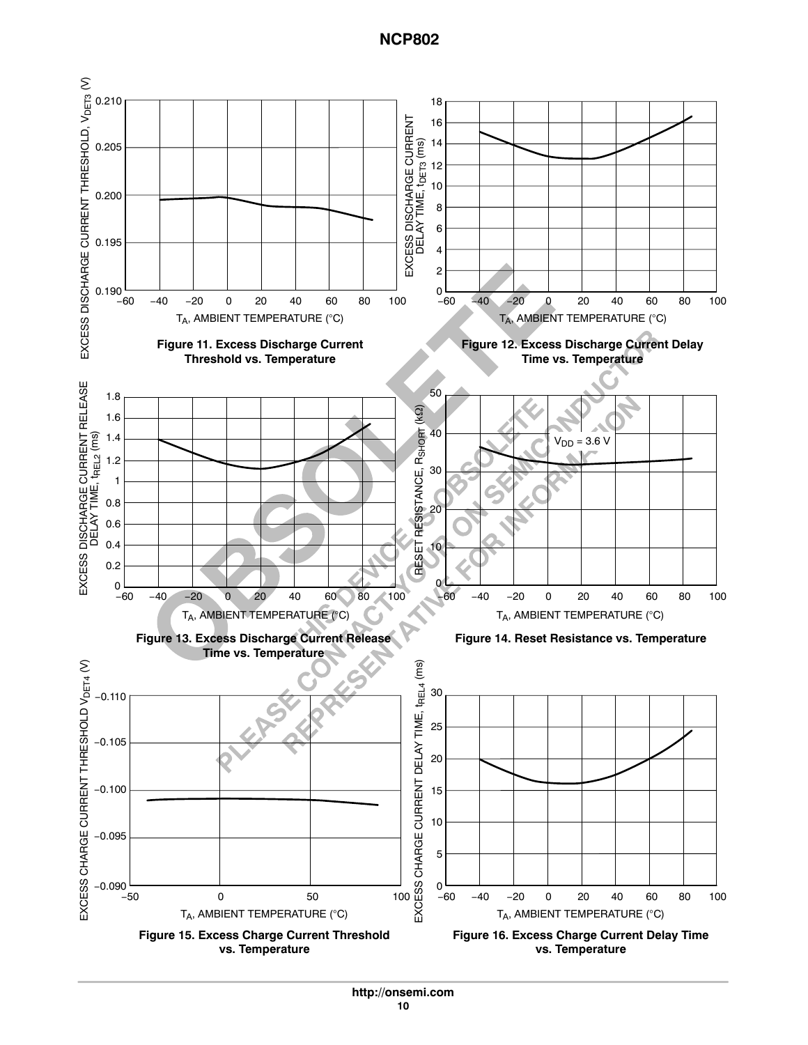Figure 11. Excess Discharge Current Threshold vs. Temperature

Figure 12. Excess Discharge Current Delay Time vs. Temperature

Figure 13. Excess Discharge Current Release Time vs. Temperature

Figure 14. Reset Resistance vs. Temperature

Figure 15. Excess Charge Current Threshold vs. Temperature

Figure 16. Excess Charge Current Delay Time vs. Temperature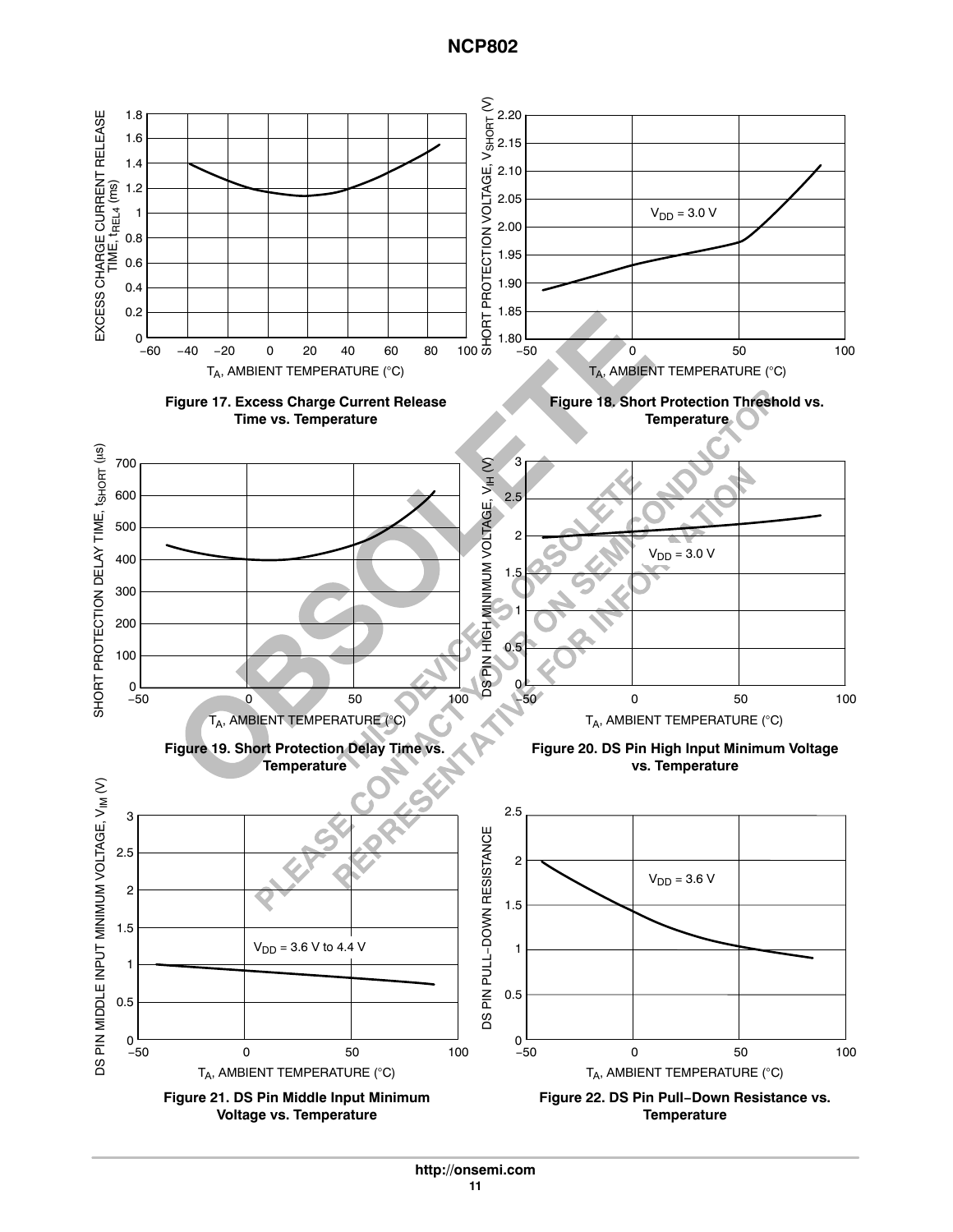Figure 17. Excess Charge Current Release Time vs. Temperature

Figure 18. Short Protection Threshold vs. Temperature

Figure 19. Short Protection Delay Time vs. Temperature

Figure 20. DS Pin High Input Minimum Voltage vs. Temperature

Figure 21. DS Pin Middle Input Minimum Voltage vs. Temperature

Figure 22. DS Pin Pull−Down Resistance vs. Temperature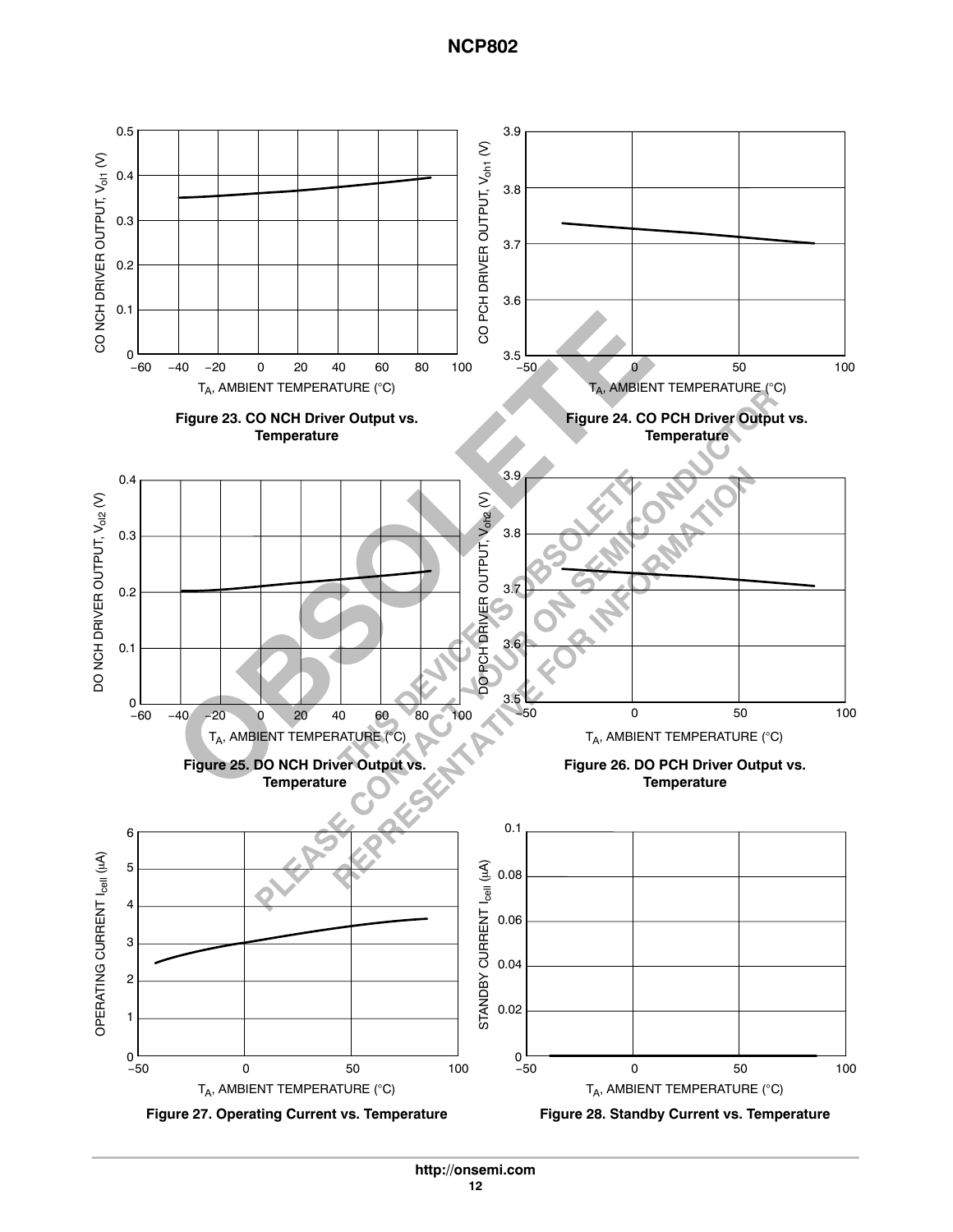Figure 23. CO NCH Driver Output vs. Temperature

Figure 24. CO PCH Driver Output vs. Temperature

Figure 25. DO NCH Driver Output vs. Temperature

Figure 26. DO PCH Driver Output vs. Temperature

Figure 27. Operating Current vs. Temperature

Figure 28. Standby Current vs. Temperature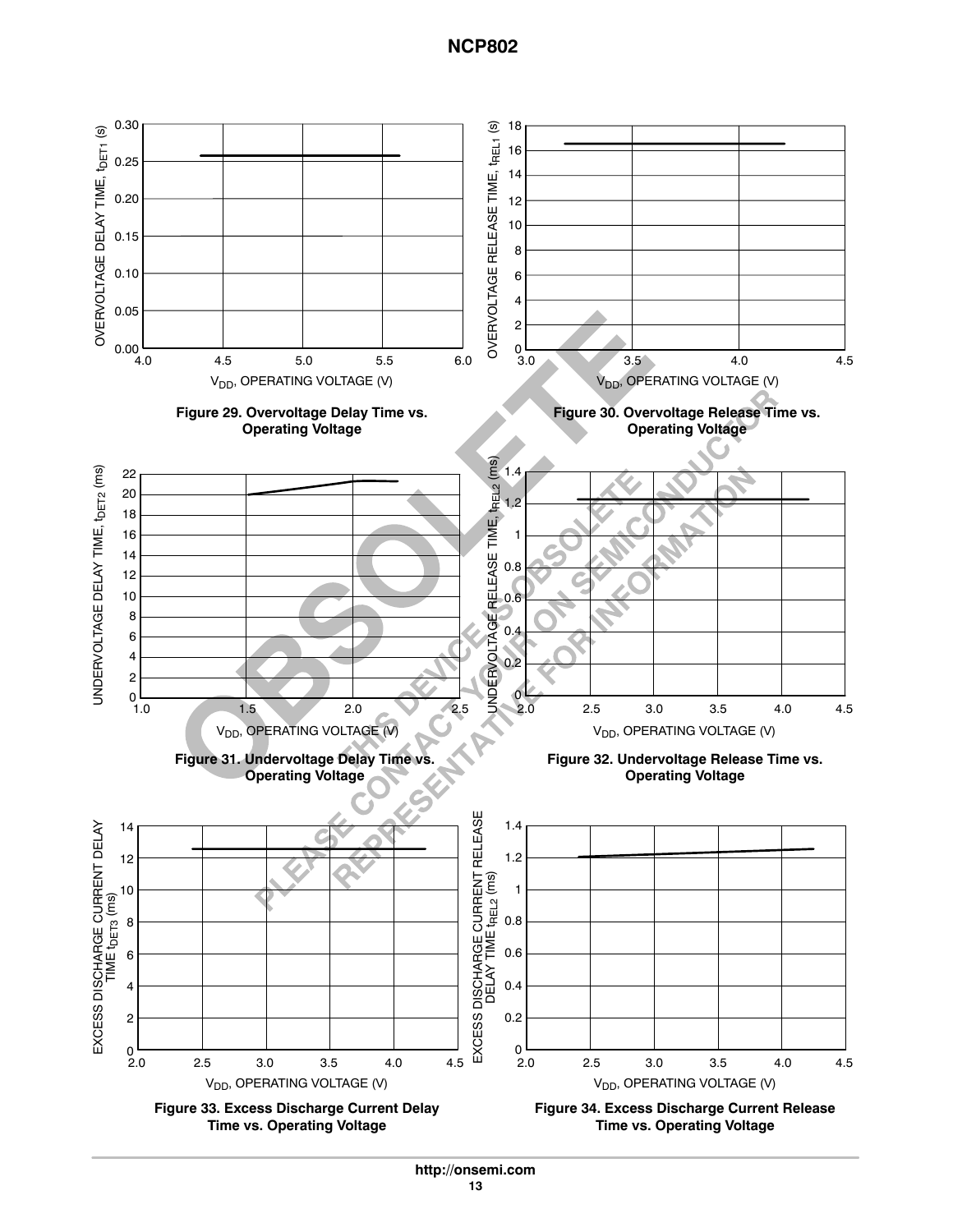Figure 29. Overvoltage Delay Time vs. Operating Voltage

Figure 30. Overvoltage Release Time vs. Operating Voltage

Figure 31. Undervoltage Delay Time vs. Operating Voltage

Figure 32. Undervoltage Release Time vs. Operating Voltage

Figure 33. Excess Discharge Current Delay Time vs. Operating Voltage

Figure 34. Excess Discharge Current Release Time vs. Operating Voltage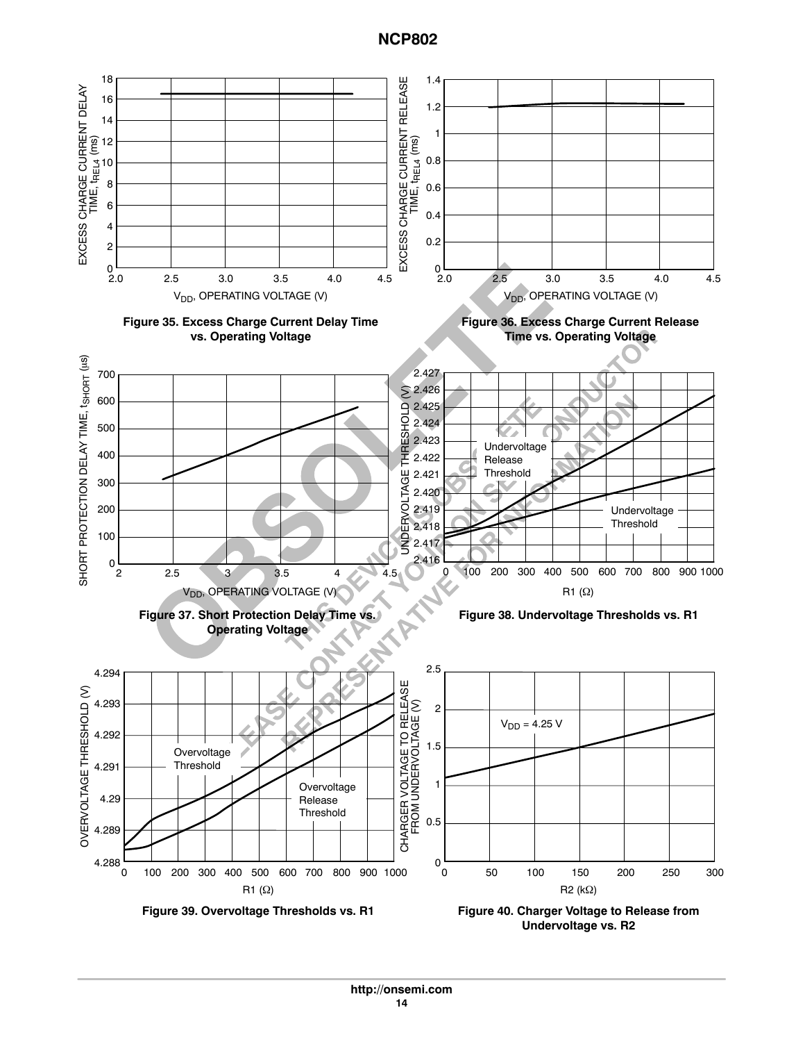Figure 35. Excess Charge Current Delay Time vs. Operating Voltage

Figure 36. Excess Charge Current Release Time vs. Operating Voltage

Figure 37. Short Protection Delay Time vs. Operating Voltage

Figure 38. Undervoltage Thresholds vs. R1

Figure 39. Overvoltage Thresholds vs. R1

Figure 40. Charger Voltage to Release from Undervoltage vs. R2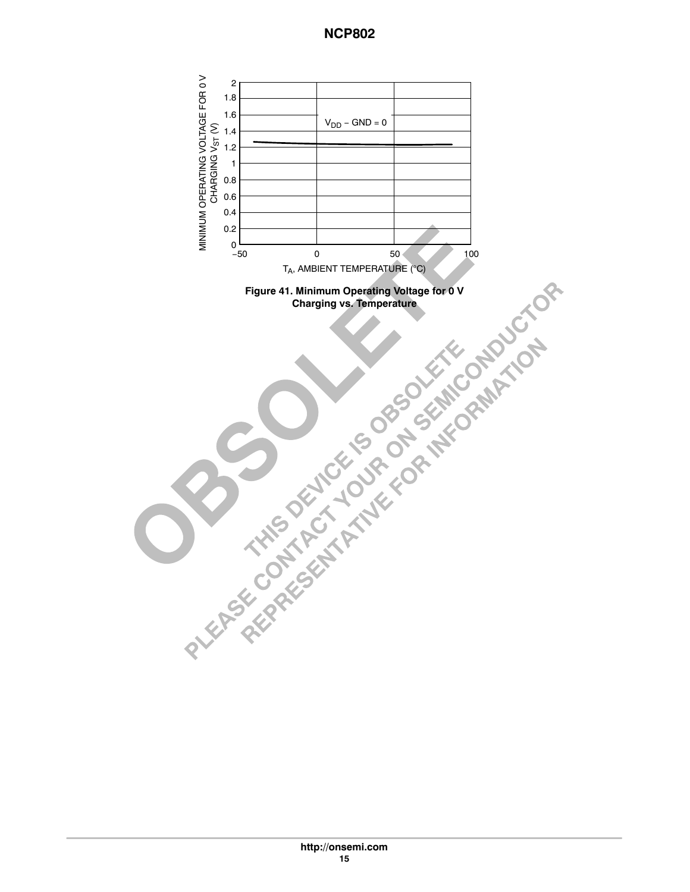Figure 41. Minimum Operating Voltage for 0 V Charging vs. Temperature

OBSOLETE

THIS DEVICE IS OBSOLETE
PLEASE CONTACT YOUR ON SEMICONDUCTOR REPRESENTATIVE FOR INFORMATION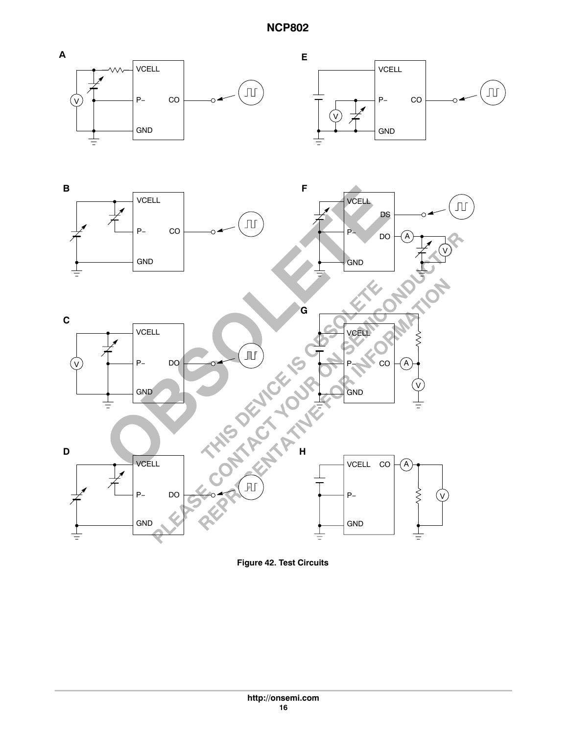**Figure 42. Test Circuits**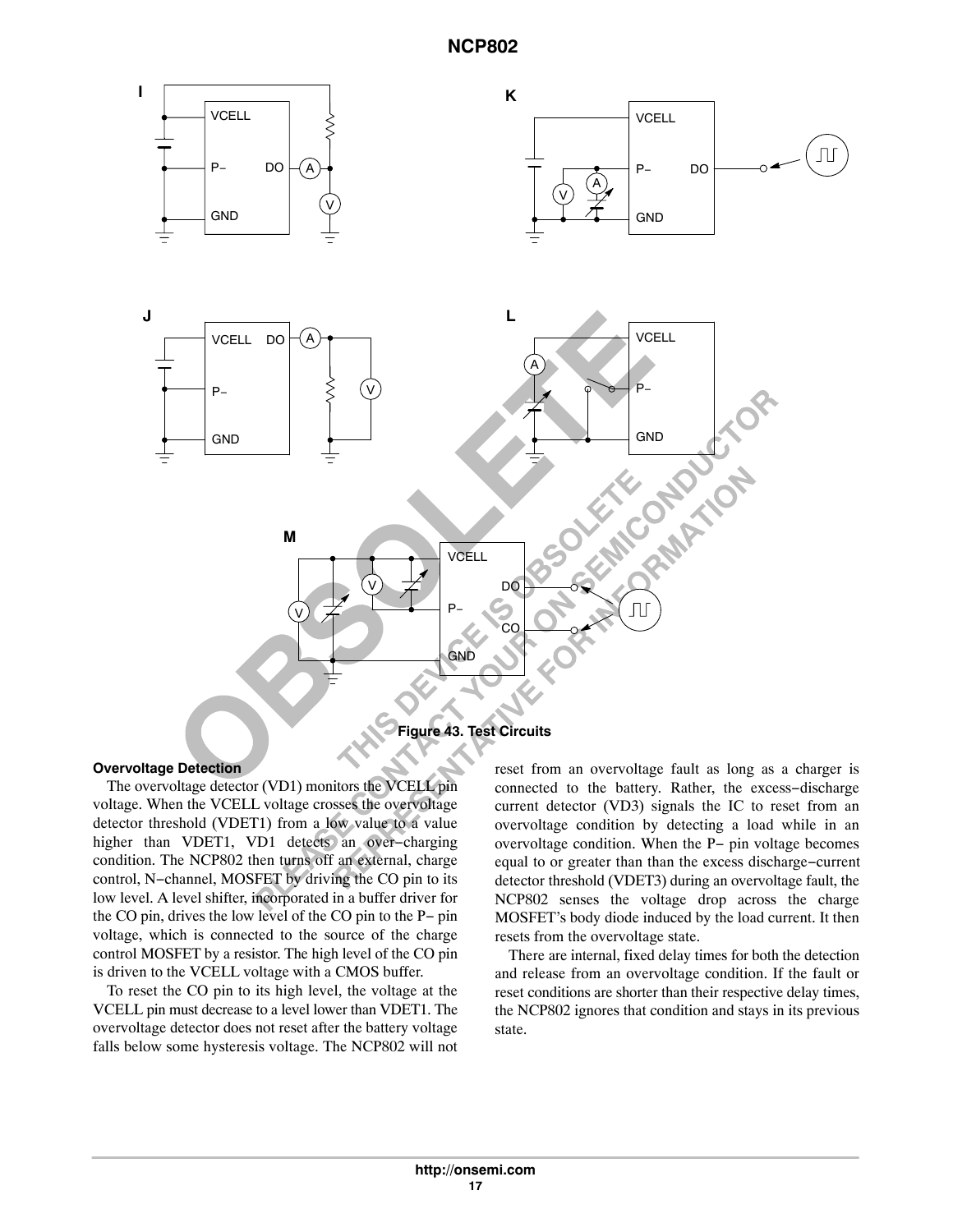Figure 43. Test Circuits

### Overvoltage Detection

The overvoltage detector (VD1) monitors the VCELL pin voltage. When the VCELL voltage crosses the overvoltage detector threshold (VDET1) from a low value to a value higher than VDET1, VD1 detects an over−charging condition. The NCP802 then turns off an external, charge control, N−channel, MOSFET by driving the CO pin to its low level. A level shifter, incorporated in a buffer driver for the CO pin, drives the low level of the CO pin to the P− pin voltage, which is connected to the source of the charge control MOSFET by a resistor. The high level of the CO pin is driven to the VCELL voltage with a CMOS buffer.

To reset the CO pin to its high level, the voltage at the VCELL pin must decrease to a level lower than VDET1. The overvoltage detector does not reset after the battery voltage falls below some hysteresis voltage. The NCP802 will not reset from an overvoltage fault as long as a charger is connected to the battery. Rather, the excess−discharge current detector (VD3) signals the IC to reset from an overvoltage condition by detecting a load while in an overvoltage condition. When the P− pin voltage becomes equal to or greater than than the excess discharge−current detector threshold (VDET3) during an overvoltage fault, the NCP802 senses the voltage drop across the charge MOSFET's body diode induced by the load current. It then resets from the overvoltage state.

There are internal, fixed delay times for both the detection and release from an overvoltage condition. If the fault or reset conditions are shorter than their respective delay times, the NCP802 ignores that condition and stays in its previous state.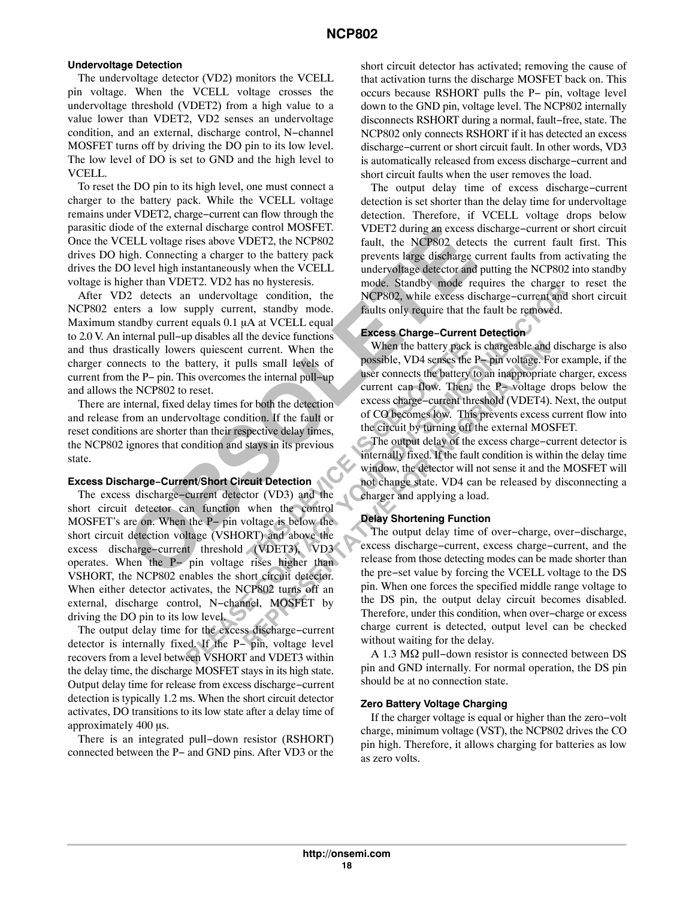### Undervoltage Detection

The undervoltage detector (VD2) monitors the VCELL pin voltage. When the VCELL voltage crosses the undervoltage threshold (VDET2) from a high value to a value lower than VDET2, VD2 senses an undervoltage condition, and an external, discharge control, N−channel MOSFET turns off by driving the DO pin to its low level. The low level of DO is set to GND and the high level to VCELL.

To reset the DO pin to its high level, one must connect a charger to the battery pack. While the VCELL voltage remains under VDET2, charge−current can flow through the parasitic diode of the external discharge control MOSFET. Once the VCELL voltage rises above VDET2, the NCP802 drives DO high. Connecting a charger to the battery pack drives the DO level high instantaneously when the VCELL voltage is higher than VDET2. VD2 has no hysteresis.

After VD2 detects an undervoltage condition, the NCP802 enters a low supply current, standby mode. Maximum standby current equals 0.1 μA at VCELL equal to 2.0 V. An internal pull−up disables all the device functions and thus drastically lowers quiescent current. When the charger connects to the battery, it pulls small levels of current from the P− pin. This overcomes the internal pull−up and allows the NCP802 to reset.

There are internal, fixed delay times for both the detection and release from an undervoltage condition. If the fault or reset conditions are shorter than their respective delay times, the NCP802 ignores that condition and stays in its previous state.

### Excess Discharge−Current/Short Circuit Detection

The excess discharge−current detector (VD3) and the short circuit detector can function when the control MOSFET's are on. When the P− pin voltage is below the short circuit detection voltage (VSHORT) and above the excess discharge−current threshold (VDET3), VD3 operates. When the P− pin voltage rises higher than VSHORT, the NCP802 enables the short circuit detector. When either detector activates, the NCP802 turns off an external, discharge control, N−channel, MOSFET by driving the DO pin to its low level.

The output delay time for the excess discharge−current detector is internally fixed. If the P− pin, voltage level recovers from a level between VSHORT and VDET3 within the delay time, the discharge MOSFET stays in its high state. Output delay time for release from excess discharge−current detection is typically 1.2 ms. When the short circuit detector activates, DO transitions to its low state after a delay time of approximately 400 μs.

There is an integrated pull−down resistor (RSHORT) connected between the P− and GND pins. After VD3 or the short circuit detector has activated; removing the cause of that activation turns the discharge MOSFET back on. This occurs because RSHORT pulls the P− pin, voltage level down to the GND pin, voltage level. The NCP802 internally disconnects RSHORT during a normal, fault−free, state. The NCP802 only connects RSHORT if it has detected an excess discharge−current or short circuit fault. In other words, VD3 is automatically released from excess discharge−current and short circuit faults when the user removes the load.

The output delay time of excess discharge−current detection is set shorter than the delay time for undervoltage detection. Therefore, if VCELL voltage drops below VDET2 during an excess discharge−current or short circuit fault, the NCP802 detects the current fault first. This prevents large discharge current faults from activating the undervoltage detector and putting the NCP802 into standby mode. Standby mode requires the charger to reset the NCP802, while excess discharge−current and short circuit faults only require that the fault be removed.

### Excess Charge−Current Detection

When the battery pack is chargeable and discharge is also possible, VD4 senses the P− pin voltage. For example, if the user connects the battery to an inappropriate charger, excess current can flow. Then, the P− voltage drops below the excess charge−current threshold (VDET4). Next, the output of CO becomes low. This prevents excess current flow into the circuit by turning off the external MOSFET.

The output delay of the excess charge−current detector is internally fixed. If the fault condition is within the delay time window, the detector will not sense it and the MOSFET will not change state. VD4 can be released by disconnecting a charger and applying a load.

### Delay Shortening Function

The output delay time of over−charge, over−discharge, excess discharge−current, excess charge−current, and the release from those detecting modes can be made shorter than the pre−set value by forcing the VCELL voltage to the DS pin. When one forces the specified middle range voltage to the DS pin, the output delay circuit becomes disabled. Therefore, under this condition, when over−charge or excess charge current is detected, output level can be checked without waiting for the delay.

A 1.3 MΩ pull−down resistor is connected between DS pin and GND internally. For normal operation, the DS pin should be at no connection state.

### Zero Battery Voltage Charging

If the charger voltage is equal or higher than the zero−volt charge, minimum voltage (VST), the NCP802 drives the CO pin high. Therefore, it allows charging for batteries as low as zero volts.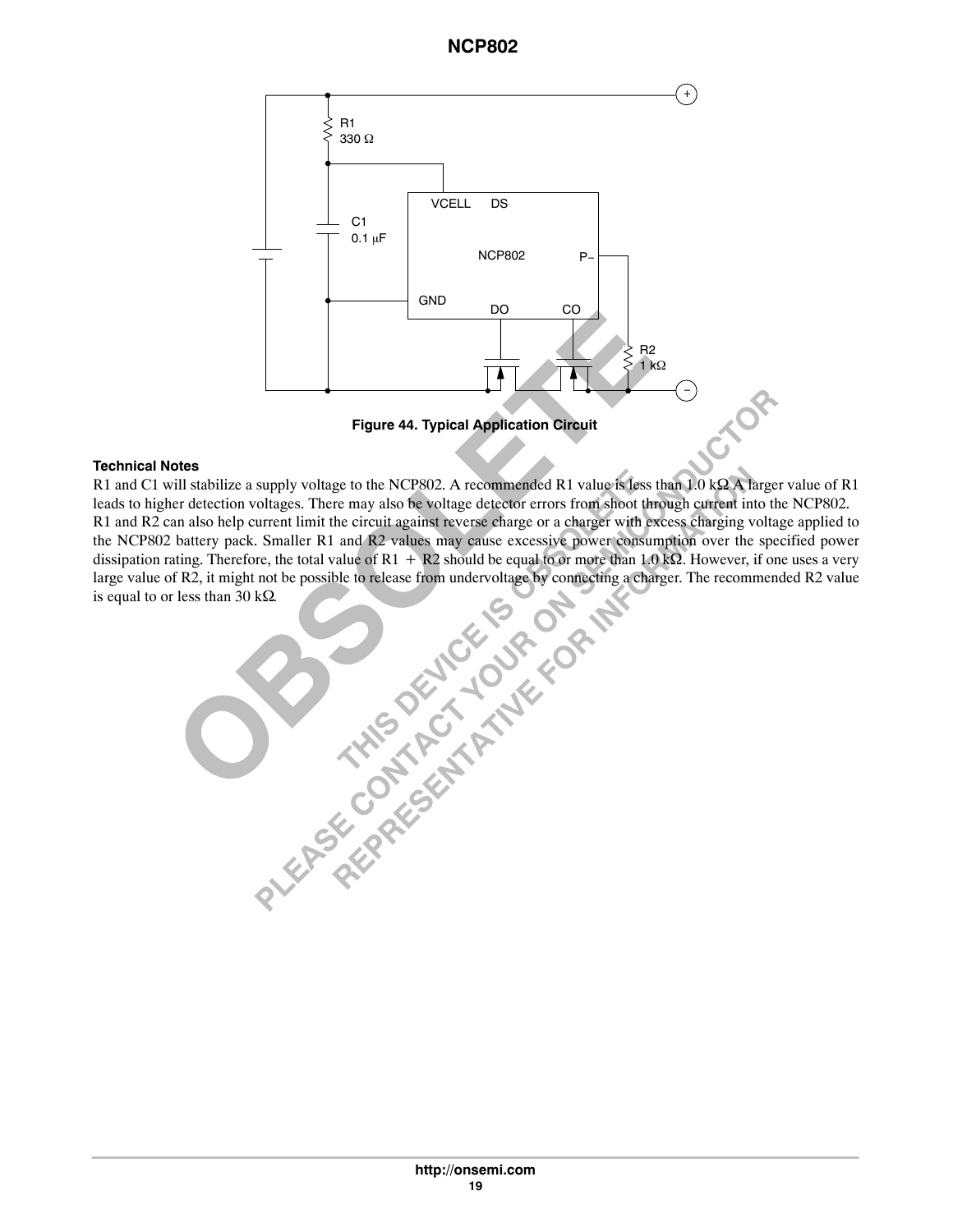Figure 44. Typical Application Circuit

**Technical Notes**

R1 and C1 will stabilize a supply voltage to the NCP802. A recommended R1 value is less than 1.0 kΩ A larger value of R1 leads to higher detection voltages. There may also be voltage detector errors from shoot through current into the NCP802.

R1 and R2 can also help current limit the circuit against reverse charge or a charger with excess charging voltage applied to the NCP802 battery pack. Smaller R1 and R2 values may cause excessive power consumption over the specified power dissipation rating. Therefore, the total value of R1 + R2 should be equal to or more than 1.0 kΩ. However, if one uses a very large value of R2, it might not be possible to release from undervoltage by connecting a charger. The recommended R2 value is equal to or less than 30 kΩ.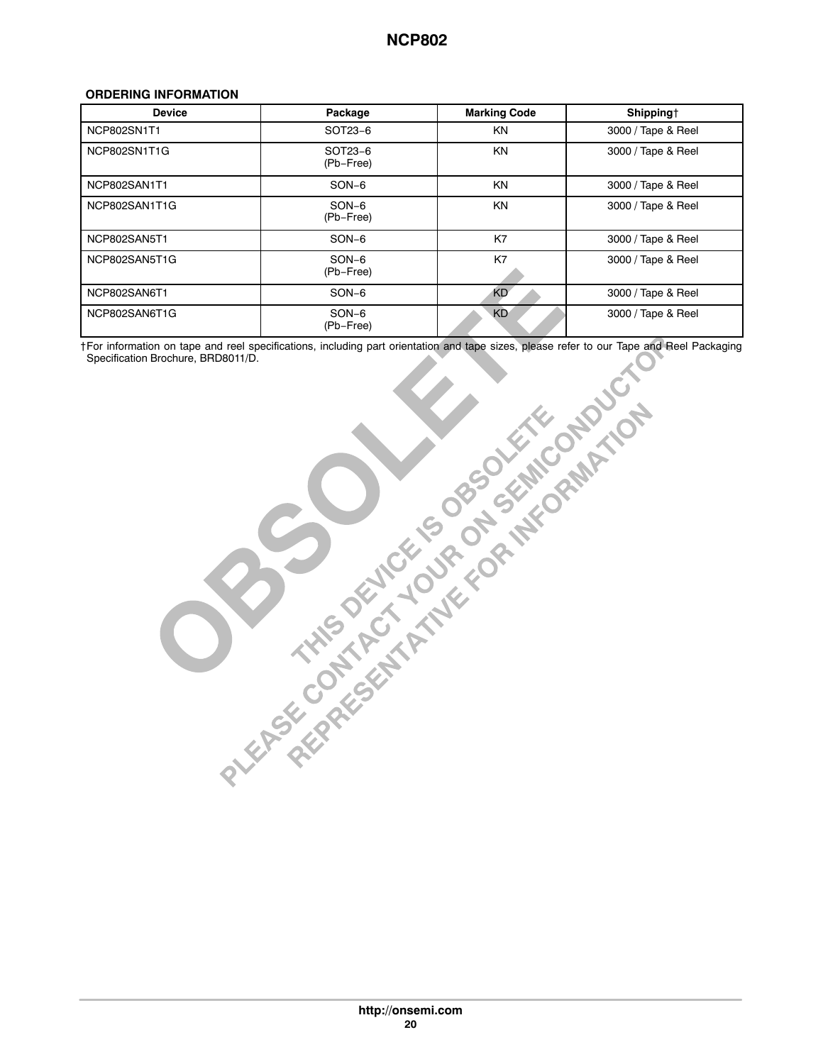### ORDERING INFORMATION

| Device | Package | Marking Code | Shipping† |
|---|---|---|---|
| NCP802SN1T1 | SOT23−6 | KN | 3000 / Tape & Reel |
| NCP802SN1T1G | SOT23−6 (Pb−Free) | KN | 3000 / Tape & Reel |
| NCP802SAN1T1 | SON−6 | KN | 3000 / Tape & Reel |
| NCP802SAN1T1G | SON−6 (Pb−Free) | KN | 3000 / Tape & Reel |
| NCP802SAN5T1 | SON−6 | K7 | 3000 / Tape & Reel |
| NCP802SAN5T1G | SON−6 (Pb−Free) | K7 | 3000 / Tape & Reel |
| NCP802SAN6T1 | SON−6 | KD | 3000 / Tape & Reel |
| NCP802SAN6T1G | SON−6 (Pb−Free) | KD | 3000 / Tape & Reel |

†For information on tape and reel specifications, including part orientation and tape sizes, please refer to our Tape and Reel Packaging Specification Brochure, BRD8011/D.

OBSOLETE

THIS DEVICE IS OBSOLETE
PLEASE CONTACT YOUR ON SEMICONDUCTOR
REPRESENTATIVE FOR INFORMATION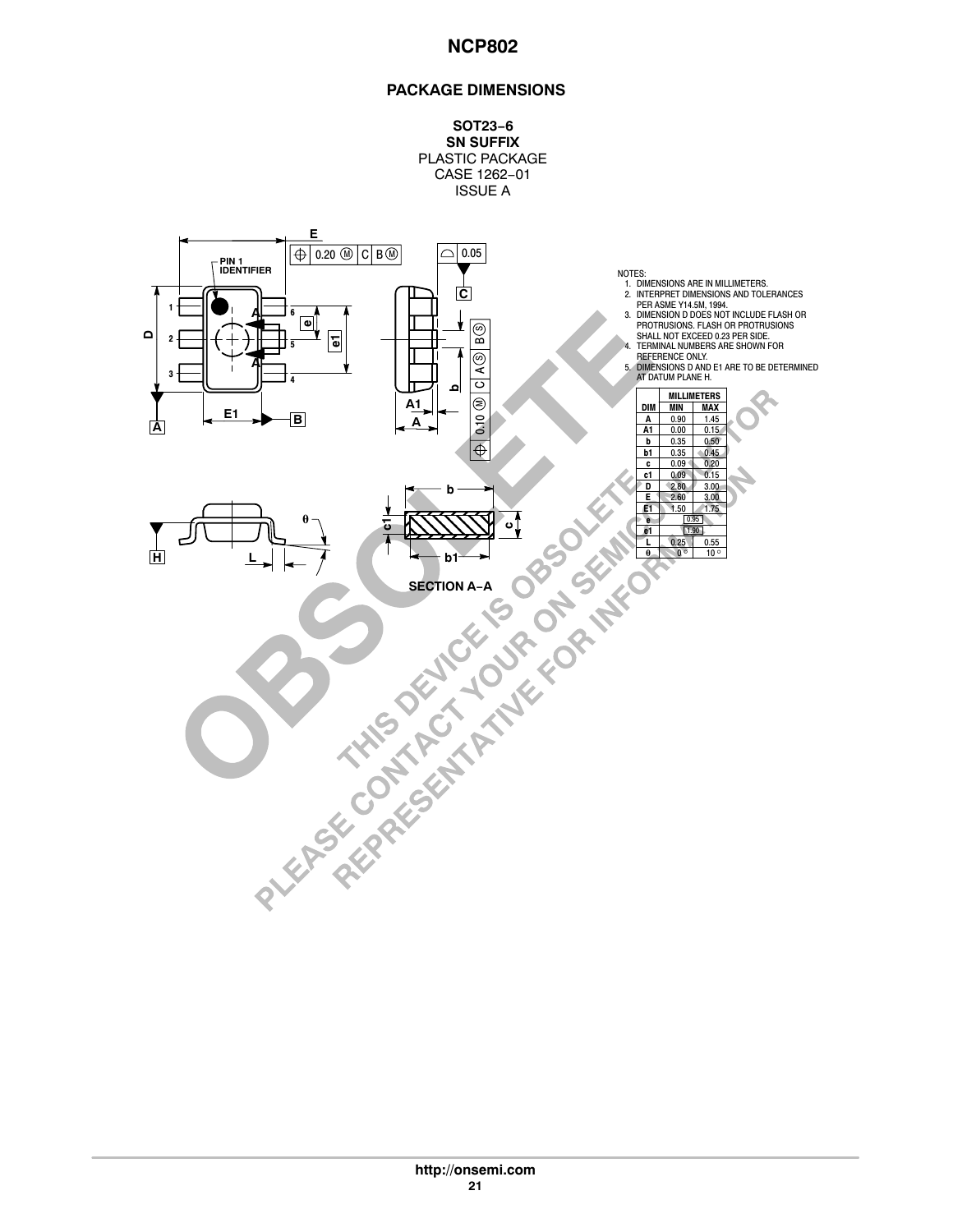## PACKAGE DIMENSIONS

**SOT23−6**
**SN SUFFIX**
PLASTIC PACKAGE
CASE 1262−01
ISSUE A

NOTES:
1. DIMENSIONS ARE IN MILLIMETERS.
2. INTERPRET DIMENSIONS AND TOLERANCES PER ASME Y14.5M, 1994.
3. DIMENSION D DOES NOT INCLUDE FLASH OR PROTRUSIONS. FLASH OR PROTRUSIONS SHALL NOT EXCEED 0.23 PER SIDE.
4. TERMINAL NUMBERS ARE SHOWN FOR REFERENCE ONLY.
5. DIMENSIONS D AND E1 ARE TO BE DETERMINED AT DATUM PLANE H.

| DIM | MILLIMETERS MIN | MILLIMETERS MAX |
|---|---|---|
| A | 0.90 | 1.45 |
| A1 | 0.00 | 0.15 |
| b | 0.35 | 0.50 |
| b1 | 0.35 | 0.45 |
| c | 0.09 | 0.20 |
| c1 | 0.09 | 0.15 |
| D | 2.80 | 3.00 |
| E | 2.60 | 3.00 |
| E1 | 1.50 | 1.75 |
| e | 0.95 | |
| e1 | 1.90 | |
| L | 0.25 | 0.55 |
| θ | 0° | 10° |

SECTION A−A

OBSOLETE
THIS DEVICE IS OBSOLETE
PLEASE CONTACT YOUR ON SEMICONDUCTOR REPRESENTATIVE FOR INFORMATION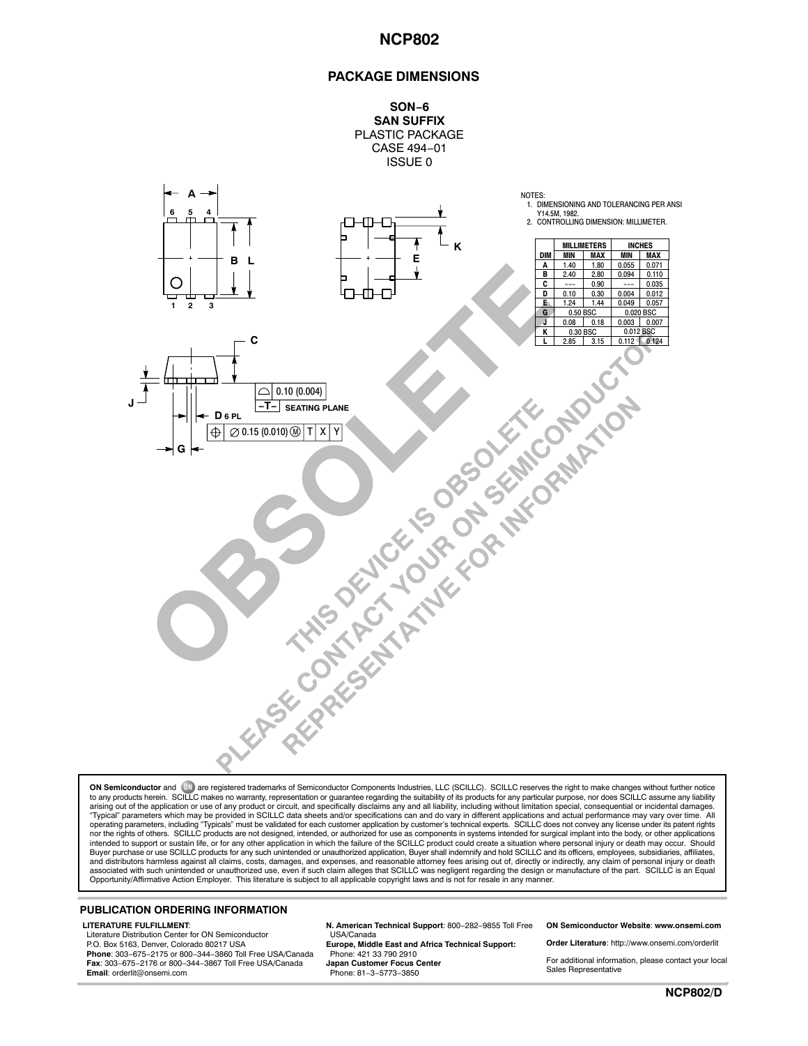## PACKAGE DIMENSIONS

**SON−6**
**SAN SUFFIX**
PLASTIC PACKAGE
CASE 494−01
ISSUE 0

NOTES:
1. DIMENSIONING AND TOLERANCING PER ANSI Y14.5M, 1982.
2. CONTROLLING DIMENSION: MILLIMETER.

| DIM | MILLIMETERS MIN | MILLIMETERS MAX | INCHES MIN | INCHES MAX |
|---|---|---|---|---|
| A | 1.40 | 1.80 | 0.055 | 0.071 |
| B | 2.40 | 2.80 | 0.094 | 0.110 |
| C | --- | 0.90 | --- | 0.035 |
| D | 0.10 | 0.30 | 0.004 | 0.012 |
| E | 1.24 | 1.44 | 0.049 | 0.057 |
| G | 0.50 BSC | | 0.020 BSC | |
| J | 0.08 | 0.18 | 0.003 | 0.007 |
| K | 0.30 BSC | | 0.012 BSC | |
| L | 2.85 | 3.15 | 0.112 | 0.124 |

A
6 5 4
B L
1 2 3
E
K
C
J
0.10 (0.004)
−T− SEATING PLANE
D 6 PL
0.15 (0.010) M T X Y
G

OBSOLETE
THIS DEVICE IS OBSOLETE
PLEASE CONTACT YOUR ON SEMICONDUCTOR REPRESENTATIVE FOR INFORMATION

**ON Semiconductor** and ON are registered trademarks of Semiconductor Components Industries, LLC (SCILLC). SCILLC reserves the right to make changes without further notice to any products herein. SCILLC makes no warranty, representation or guarantee regarding the suitability of its products for any particular purpose, nor does SCILLC assume any liability arising out of the application or use of any product or circuit, and specifically disclaims any and all liability, including without limitation special, consequential or incidental damages. "Typical" parameters which may be provided in SCILLC data sheets and/or specifications can and do vary in different applications and actual performance may vary over time. All operating parameters, including "Typicals" must be validated for each customer application by customer's technical experts. SCILLC does not convey any license under its patent rights nor the rights of others. SCILLC products are not designed, intended, or authorized for use as components in systems intended for surgical implant into the body, or other applications intended to support or sustain life, or for any other application in which the failure of the SCILLC product could create a situation where personal injury or death may occur. Should Buyer purchase or use SCILLC products for any such unintended or unauthorized application, Buyer shall indemnify and hold SCILLC and its officers, employees, subsidiaries, affiliates, and distributors harmless against all claims, costs, damages, and expenses, and reasonable attorney fees arising out of, directly or indirectly, any claim of personal injury or death associated with such unintended or unauthorized use, even if such claim alleges that SCILLC was negligent regarding the design or manufacture of the part. SCILLC is an Equal Opportunity/Affirmative Action Employer. This literature is subject to all applicable copyright laws and is not for resale in any manner.

### PUBLICATION ORDERING INFORMATION

**LITERATURE FULFILLMENT**:
Literature Distribution Center for ON Semiconductor
P.O. Box 5163, Denver, Colorado 80217 USA
**Phone**: 303−675−2175 or 800−344−3860 Toll Free USA/Canada
**Fax**: 303−675−2176 or 800−344−3867 Toll Free USA/Canada
**Email**: orderlit@onsemi.com

**N. American Technical Support**: 800−282−9855 Toll Free USA/Canada
**Europe, Middle East and Africa Technical Support:**
Phone: 421 33 790 2910
**Japan Customer Focus Center**
Phone: 81−3−5773−3850

**ON Semiconductor Website**: **www.onsemi.com**

**Order Literature**: http://www.onsemi.com/orderlit

For additional information, please contact your local Sales Representative

**NCP802/D**